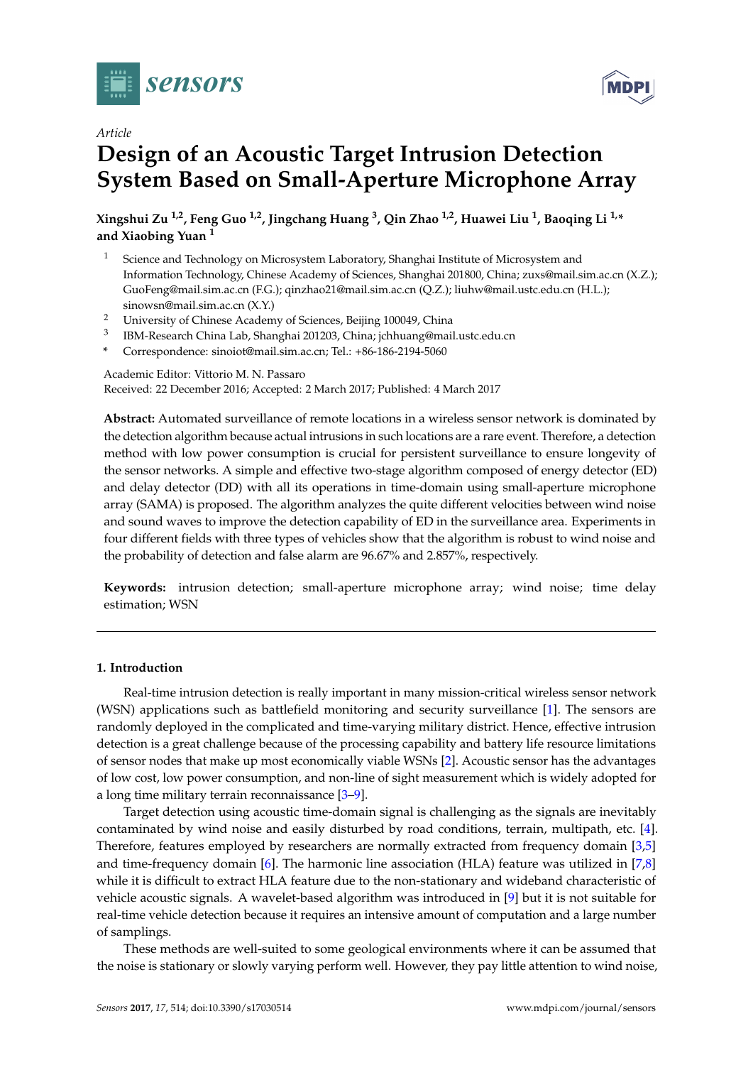*Article*

# Design of an Acoustic Target Intrusion Detection System Based on Small-Aperture Microphone Array

**Xingshui Zu [1,2], Feng Guo [1,2], Jingchang Huang [3], Qin Zhao [1,2], Huawei Liu [1], Baoqing Li [1,*] and Xiaobing Yuan [1]**

1. Science and Technology on Microsystem Laboratory, Shanghai Institute of Microsystem and Information Technology, Chinese Academy of Sciences, Shanghai 201800, China; zuxs@mail.sim.ac.cn (X.Z.); GuoFeng@mail.sim.ac.cn (F.G.); qinzhao21@mail.sim.ac.cn (Q.Z.); liuhw@mail.ustc.edu.cn (H.L.); sinowsn@mail.sim.ac.cn (X.Y.)
2. University of Chinese Academy of Sciences, Beijing 100049, China
3. IBM-Research China Lab, Shanghai 201203, China; jchhuang@mail.ustc.edu.cn

\* Correspondence: sinoiot@mail.sim.ac.cn; Tel.: +86-186-2194-5060

Academic Editor: Vittorio M. N. Passaro
Received: 22 December 2016; Accepted: 2 March 2017; Published: 4 March 2017

**Abstract:** Automated surveillance of remote locations in a wireless sensor network is dominated by the detection algorithm because actual intrusions in such locations are a rare event. Therefore, a detection method with low power consumption is crucial for persistent surveillance to ensure longevity of the sensor networks. A simple and effective two-stage algorithm composed of energy detector (ED) and delay detector (DD) with all its operations in time-domain using small-aperture microphone array (SAMA) is proposed. The algorithm analyzes the quite different velocities between wind noise and sound waves to improve the detection capability of ED in the surveillance area. Experiments in four different fields with three types of vehicles show that the algorithm is robust to wind noise and the probability of detection and false alarm are 96.67% and 2.857%, respectively.

**Keywords:** intrusion detection; small-aperture microphone array; wind noise; time delay estimation; WSN

## 1. Introduction

Real-time intrusion detection is really important in many mission-critical wireless sensor network (WSN) applications such as battlefield monitoring and security surveillance [1]. The sensors are randomly deployed in the complicated and time-varying military district. Hence, effective intrusion detection is a great challenge because of the processing capability and battery life resource limitations of sensor nodes that make up most economically viable WSNs [2]. Acoustic sensor has the advantages of low cost, low power consumption, and non-line of sight measurement which is widely adopted for a long time military terrain reconnaissance [3–9].

Target detection using acoustic time-domain signal is challenging as the signals are inevitably contaminated by wind noise and easily disturbed by road conditions, terrain, multipath, etc. [4]. Therefore, features employed by researchers are normally extracted from frequency domain [3,5] and time-frequency domain [6]. The harmonic line association (HLA) feature was utilized in [7,8] while it is difficult to extract HLA feature due to the non-stationary and wideband characteristic of vehicle acoustic signals. A wavelet-based algorithm was introduced in [9] but it is not suitable for real-time vehicle detection because it requires an intensive amount of computation and a large number of samplings.

These methods are well-suited to some geological environments where it can be assumed that the noise is stationary or slowly varying perform well. However, they pay little attention to wind noise,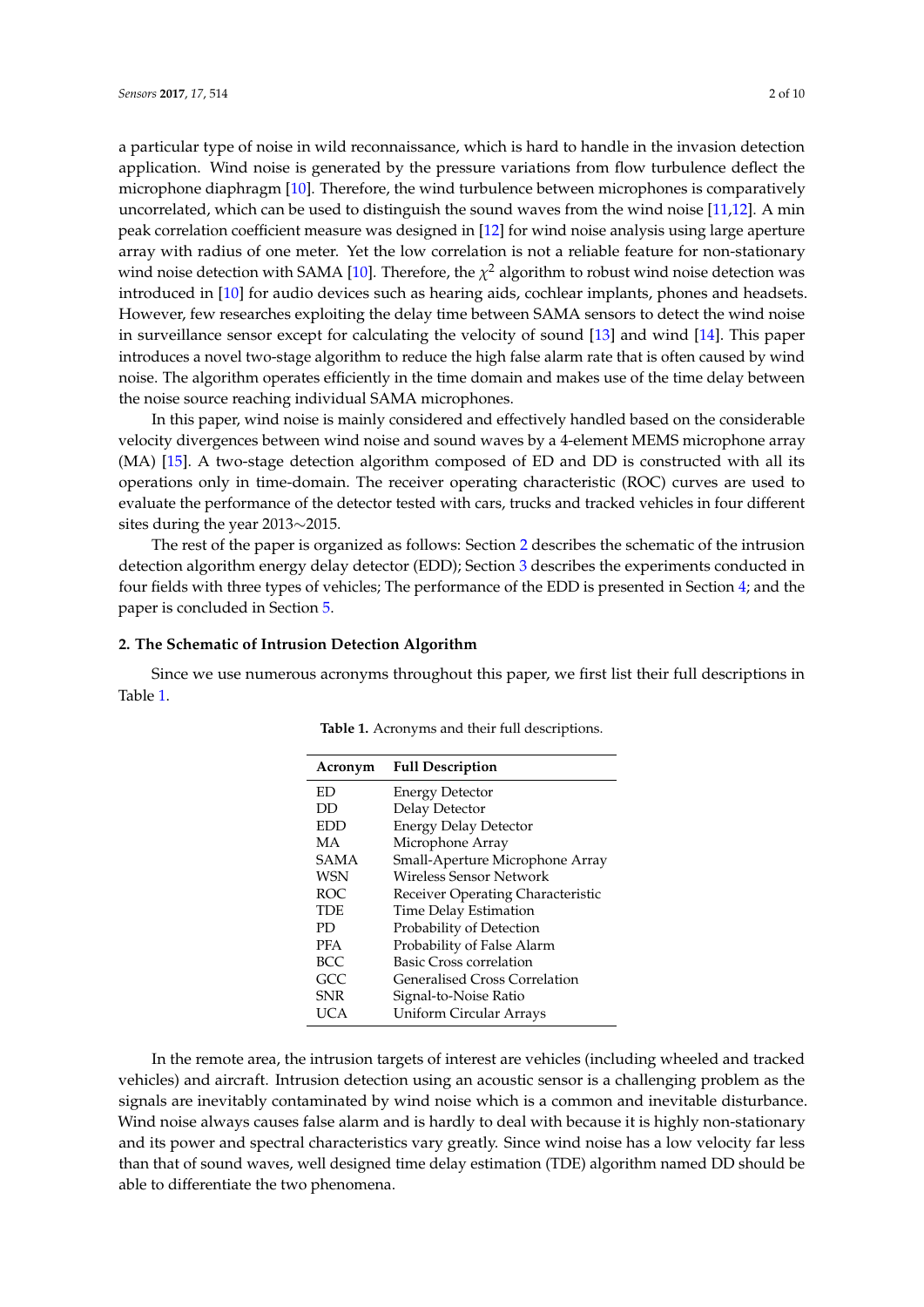a particular type of noise in wild reconnaissance, which is hard to handle in the invasion detection application. Wind noise is generated by the pressure variations from flow turbulence deflect the microphone diaphragm [10]. Therefore, the wind turbulence between microphones is comparatively uncorrelated, which can be used to distinguish the sound waves from the wind noise [11,12]. A min peak correlation coefficient measure was designed in [12] for wind noise analysis using large aperture array with radius of one meter. Yet the low correlation is not a reliable feature for non-stationary wind noise detection with SAMA [10]. Therefore, the $\chi^2$ algorithm to robust wind noise detection was introduced in [10] for audio devices such as hearing aids, cochlear implants, phones and headsets. However, few researches exploiting the delay time between SAMA sensors to detect the wind noise in surveillance sensor except for calculating the velocity of sound [13] and wind [14]. This paper introduces a novel two-stage algorithm to reduce the high false alarm rate that is often caused by wind noise. The algorithm operates efficiently in the time domain and makes use of the time delay between the noise source reaching individual SAMA microphones.

In this paper, wind noise is mainly considered and effectively handled based on the considerable velocity divergences between wind noise and sound waves by a 4-element MEMS microphone array (MA) [15]. A two-stage detection algorithm composed of ED and DD is constructed with all its operations only in time-domain. The receiver operating characteristic (ROC) curves are used to evaluate the performance of the detector tested with cars, trucks and tracked vehicles in four different sites during the year 2013∼2015.

The rest of the paper is organized as follows: Section 2 describes the schematic of the intrusion detection algorithm energy delay detector (EDD); Section 3 describes the experiments conducted in four fields with three types of vehicles; The performance of the EDD is presented in Section 4; and the paper is concluded in Section 5.

## 2. The Schematic of Intrusion Detection Algorithm

Since we use numerous acronyms throughout this paper, we first list their full descriptions in Table 1.

**Table 1.** Acronyms and their full descriptions.

| Acronym | Full Description |
|---|---|
| ED | Energy Detector |
| DD | Delay Detector |
| EDD | Energy Delay Detector |
| MA | Microphone Array |
| SAMA | Small-Aperture Microphone Array |
| WSN | Wireless Sensor Network |
| ROC | Receiver Operating Characteristic |
| TDE | Time Delay Estimation |
| PD | Probability of Detection |
| PFA | Probability of False Alarm |
| BCC | Basic Cross correlation |
| GCC | Generalised Cross Correlation |
| SNR | Signal-to-Noise Ratio |
| UCA | Uniform Circular Arrays |

In the remote area, the intrusion targets of interest are vehicles (including wheeled and tracked vehicles) and aircraft. Intrusion detection using an acoustic sensor is a challenging problem as the signals are inevitably contaminated by wind noise which is a common and inevitable disturbance. Wind noise always causes false alarm and is hardly to deal with because it is highly non-stationary and its power and spectral characteristics vary greatly. Since wind noise has a low velocity far less than that of sound waves, well designed time delay estimation (TDE) algorithm named DD should be able to differentiate the two phenomena.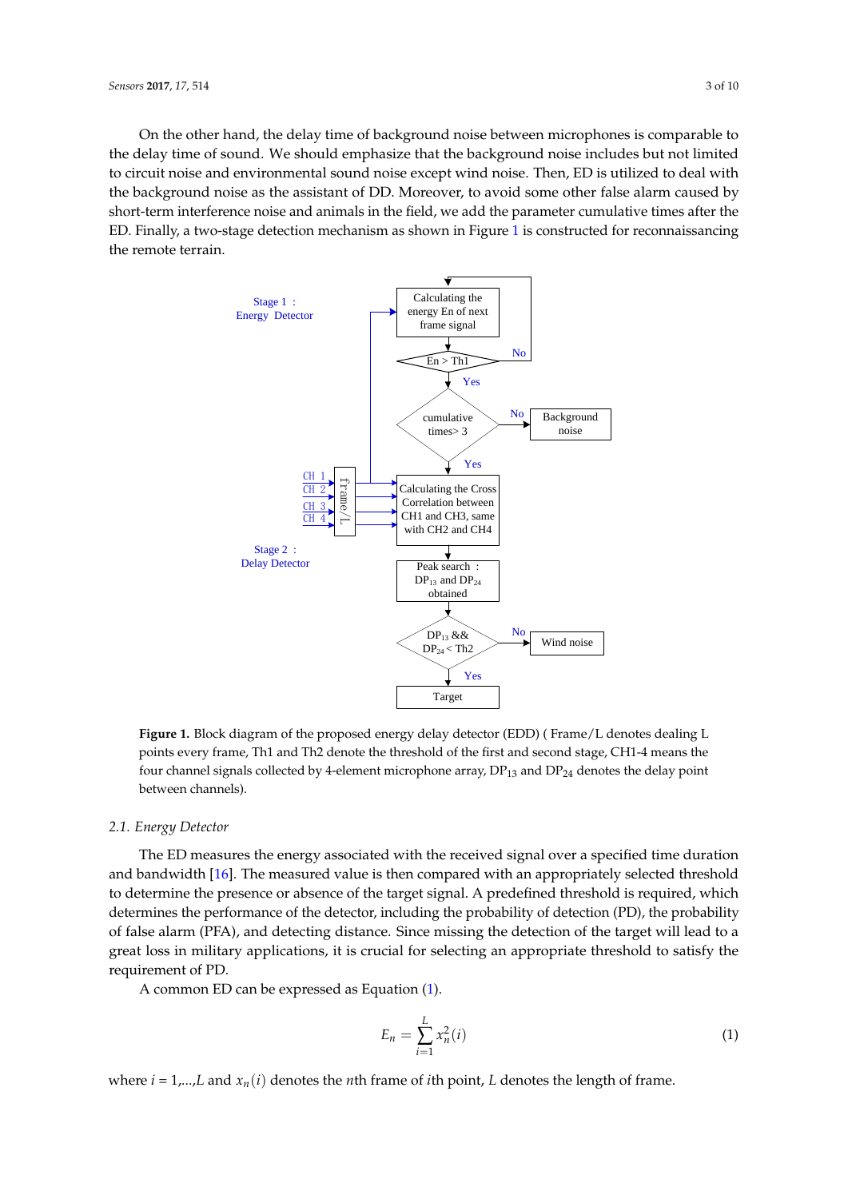On the other hand, the delay time of background noise between microphones is comparable to the delay time of sound. We should emphasize that the background noise includes but not limited to circuit noise and environmental sound noise except wind noise. Then, ED is utilized to deal with the background noise as the assistant of DD. Moreover, to avoid some other false alarm caused by short-term interference noise and animals in the field, we add the parameter cumulative times after the ED. Finally, a two-stage detection mechanism as shown in Figure 1 is constructed for reconnaissancing the remote terrain.

**Figure 1.** Block diagram of the proposed energy delay detector (EDD) ( Frame/L denotes dealing L points every frame, Th1 and Th2 denote the threshold of the first and second stage, CH1-4 means the four channel signals collected by 4-element microphone array, $DP_{13}$ and $DP_{24}$ denotes the delay point between channels).

### 2.1. Energy Detector

The ED measures the energy associated with the received signal over a specified time duration and bandwidth [16]. The measured value is then compared with an appropriately selected threshold to determine the presence or absence of the target signal. A predefined threshold is required, which determines the performance of the detector, including the probability of detection (PD), the probability of false alarm (PFA), and detecting distance. Since missing the detection of the target will lead to a great loss in military applications, it is crucial for selecting an appropriate threshold to satisfy the requirement of PD.

A common ED can be expressed as Equation (1).

$$E_n = \sum_{i=1}^{L} x_n^2(i) \tag{1}$$

where $i = 1,\ldots,L$ and $x_n(i)$ denotes the $n$th frame of $i$th point, $L$ denotes the length of frame.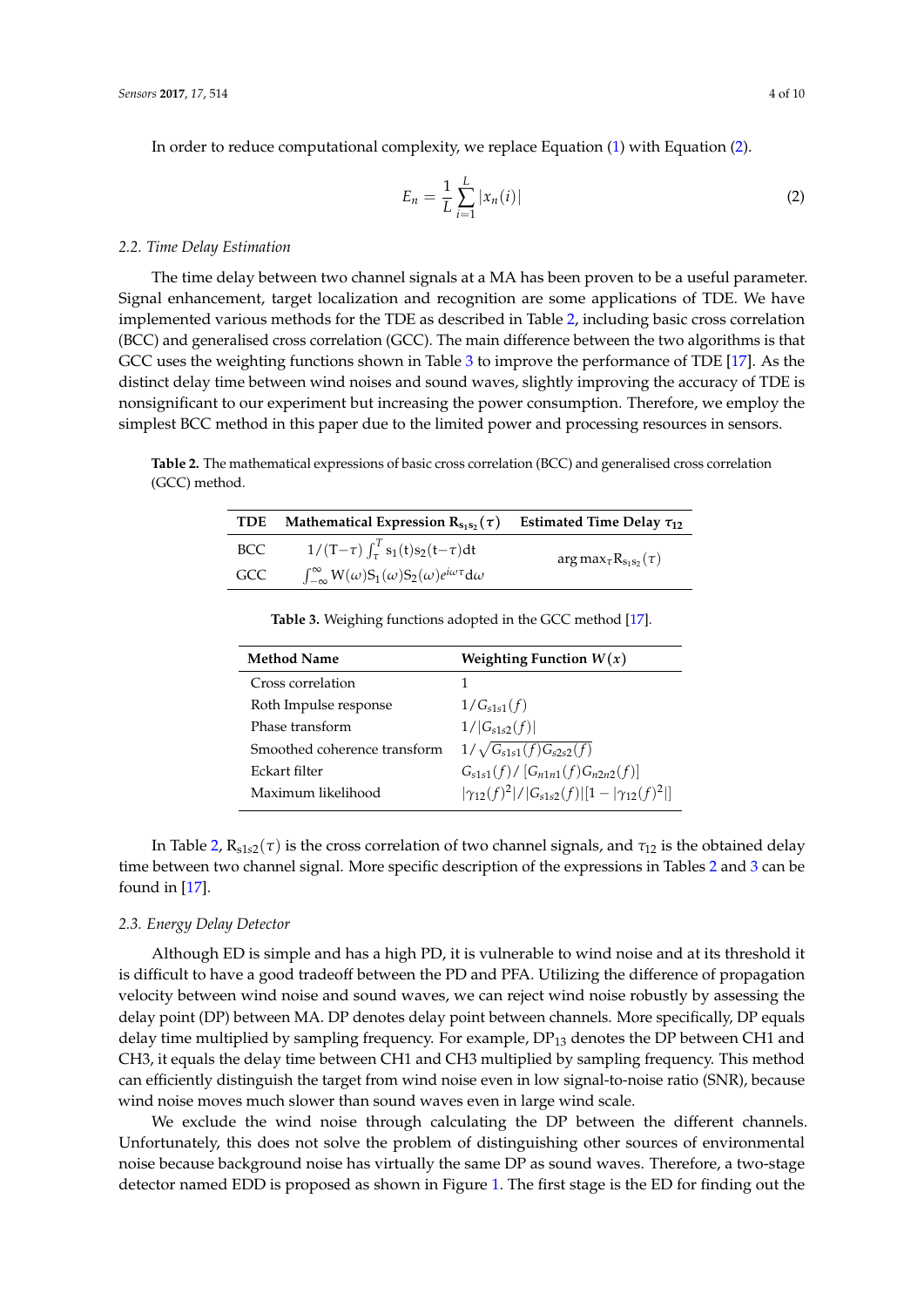In order to reduce computational complexity, we replace Equation (1) with Equation (2).

$$E_n = \frac{1}{L}\sum_{i=1}^{L}|x_n(i)| \tag{2}$$

### 2.2. Time Delay Estimation

The time delay between two channel signals at a MA has been proven to be a useful parameter. Signal enhancement, target localization and recognition are some applications of TDE. We have implemented various methods for the TDE as described in Table 2, including basic cross correlation (BCC) and generalised cross correlation (GCC). The main difference between the two algorithms is that GCC uses the weighting functions shown in Table 3 to improve the performance of TDE [17]. As the distinct delay time between wind noises and sound waves, slightly improving the accuracy of TDE is nonsignificant to our experiment but increasing the power consumption. Therefore, we employ the simplest BCC method in this paper due to the limited power and processing resources in sensors.

**Table 2.** The mathematical expressions of basic cross correlation (BCC) and generalised cross correlation (GCC) method.

| TDE | Mathematical Expression $\mathrm{R}_{s_1s_2}(\tau)$ | Estimated Time Delay $\tau_{12}$ |
|---|---|---|
| BCC | $1/(\mathrm{T}-\tau)\int_{\tau}^{T}\mathrm{s}_1(\mathrm{t})\mathrm{s}_2(\mathrm{t}-\tau)\mathrm{dt}$ | $\arg\max_{\tau}\mathrm{R}_{s_1s_2}(\tau)$ |
| GCC | $\int_{-\infty}^{\infty}\mathrm{W}(\omega)\mathrm{S}_1(\omega)\mathrm{S}_2(\omega)e^{i\omega\tau}\mathrm{d}\omega$ | |

**Table 3.** Weighing functions adopted in the GCC method [17].

| Method Name | Weighting Function $W(x)$ |
|---|---|
| Cross correlation | 1 |
| Roth Impulse response | $1/G_{s1s1}(f)$ |
| Phase transform | $1/\lvert G_{s1s2}(f)\rvert$ |
| Smoothed coherence transform | $1/\sqrt{G_{s1s1}(f)G_{s2s2}(f)}$ |
| Eckart filter | $G_{s1s1}(f)/[G_{n1n1}(f)G_{n2n2}(f)]$ |
| Maximum likelihood | $\lvert\gamma_{12}(f)^2\rvert/\lvert G_{s1s2}(f)\rvert[1-\lvert\gamma_{12}(f)^2\rvert]$ |

In Table 2, $\mathrm{R}_{s1s2}(\tau)$ is the cross correlation of two channel signals, and $\tau_{12}$ is the obtained delay time between two channel signal. More specific description of the expressions in Tables 2 and 3 can be found in [17].

### 2.3. Energy Delay Detector

Although ED is simple and has a high PD, it is vulnerable to wind noise and at its threshold it is difficult to have a good tradeoff between the PD and PFA. Utilizing the difference of propagation velocity between wind noise and sound waves, we can reject wind noise robustly by assessing the delay point (DP) between MA. DP denotes delay point between channels. More specifically, DP equals delay time multiplied by sampling frequency. For example, $\mathrm{DP}_{13}$ denotes the DP between CH1 and CH3, it equals the delay time between CH1 and CH3 multiplied by sampling frequency. This method can efficiently distinguish the target from wind noise even in low signal-to-noise ratio (SNR), because wind noise moves much slower than sound waves even in large wind scale.

We exclude the wind noise through calculating the DP between the different channels. Unfortunately, this does not solve the problem of distinguishing other sources of environmental noise because background noise has virtually the same DP as sound waves. Therefore, a two-stage detector named EDD is proposed as shown in Figure 1. The first stage is the ED for finding out the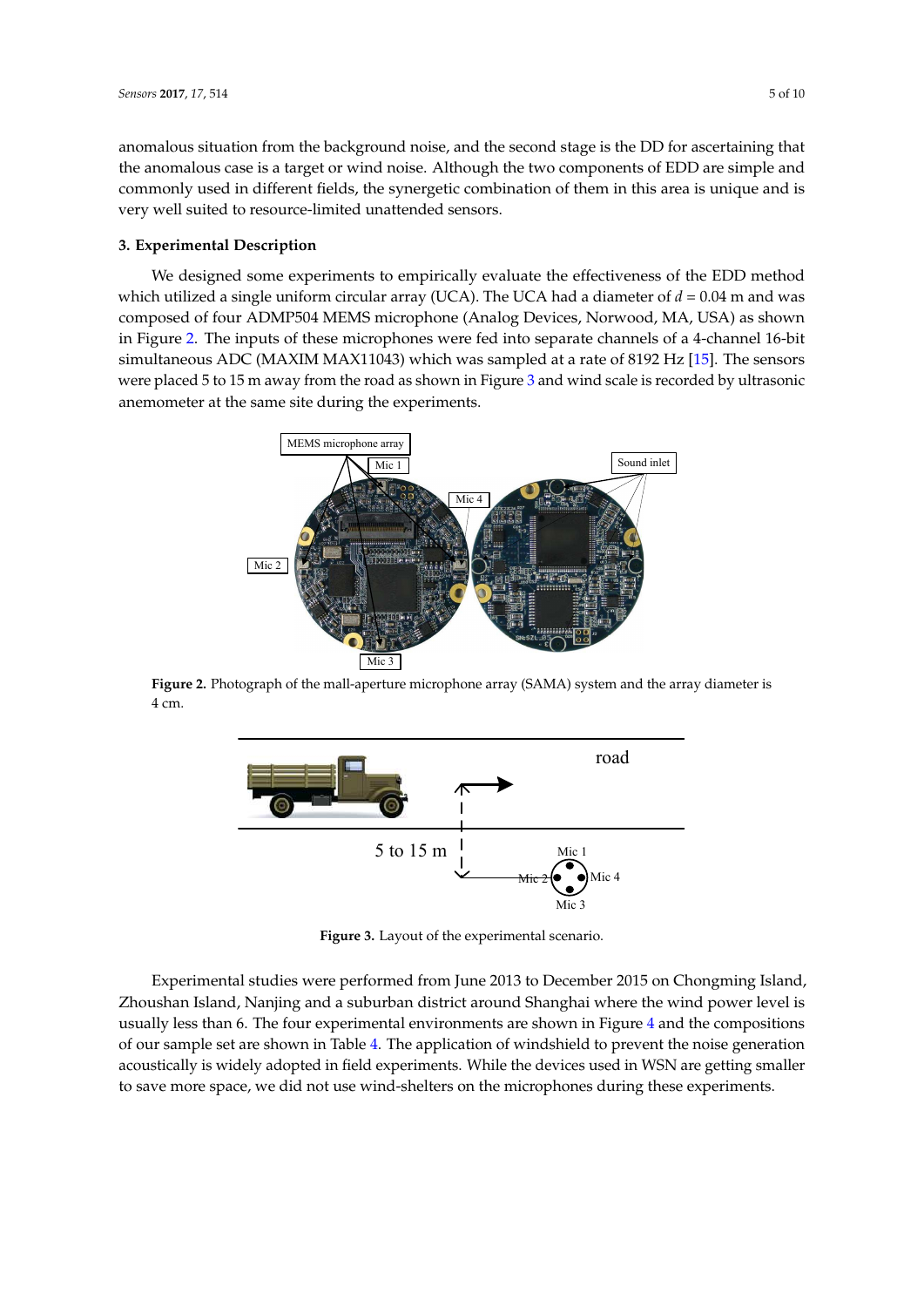anomalous situation from the background noise, and the second stage is the DD for ascertaining that the anomalous case is a target or wind noise. Although the two components of EDD are simple and commonly used in different fields, the synergetic combination of them in this area is unique and is very well suited to resource-limited unattended sensors.

## 3. Experimental Description

We designed some experiments to empirically evaluate the effectiveness of the EDD method which utilized a single uniform circular array (UCA). The UCA had a diameter of $d$ = 0.04 m and was composed of four ADMP504 MEMS microphone (Analog Devices, Norwood, MA, USA) as shown in Figure 2. The inputs of these microphones were fed into separate channels of a 4-channel 16-bit simultaneous ADC (MAXIM MAX11043) which was sampled at a rate of 8192 Hz [15]. The sensors were placed 5 to 15 m away from the road as shown in Figure 3 and wind scale is recorded by ultrasonic anemometer at the same site during the experiments.

**Figure 2.** Photograph of the mall-aperture microphone array (SAMA) system and the array diameter is 4 cm.

**Figure 3.** Layout of the experimental scenario.

Experimental studies were performed from June 2013 to December 2015 on Chongming Island, Zhoushan Island, Nanjing and a suburban district around Shanghai where the wind power level is usually less than 6. The four experimental environments are shown in Figure 4 and the compositions of our sample set are shown in Table 4. The application of windshield to prevent the noise generation acoustically is widely adopted in field experiments. While the devices used in WSN are getting smaller to save more space, we did not use wind-shelters on the microphones during these experiments.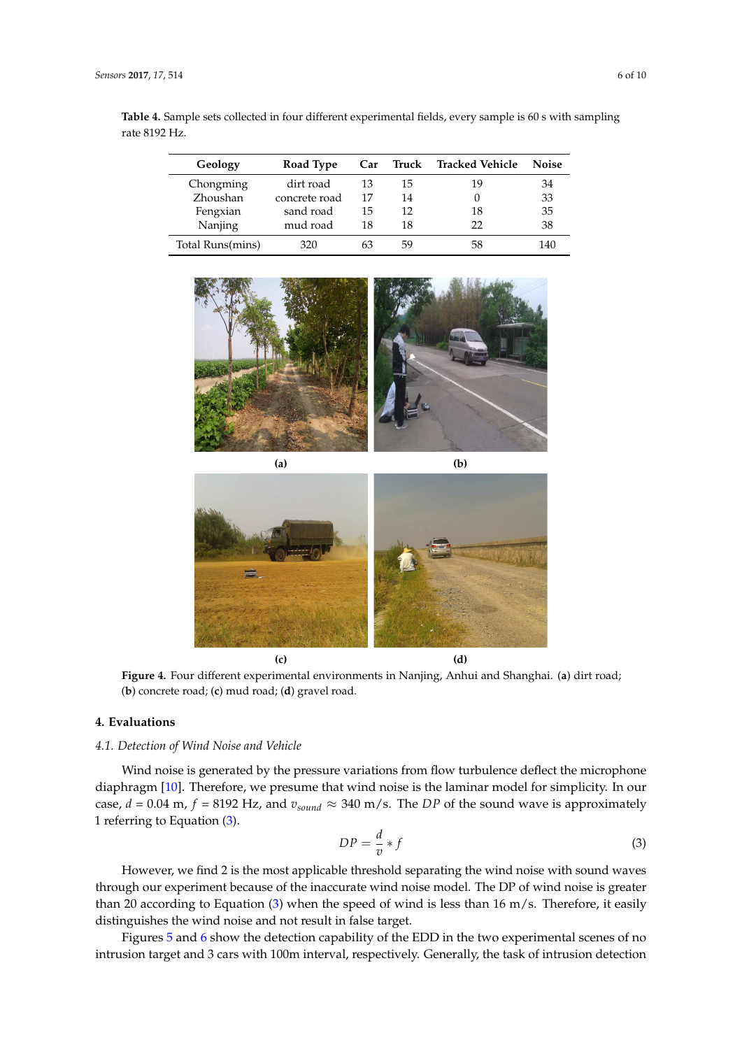**Table 4.** Sample sets collected in four different experimental fields, every sample is 60 s with sampling rate 8192 Hz.

| Geology | Road Type | Car | Truck | Tracked Vehicle | Noise |
|---|---|---|---|---|---|
| Chongming | dirt road | 13 | 15 | 19 | 34 |
| Zhoushan | concrete road | 17 | 14 | 0 | 33 |
| Fengxian | sand road | 15 | 12 | 18 | 35 |
| Nanjing | mud road | 18 | 18 | 22 | 38 |
| Total Runs(mins) | 320 | 63 | 59 | 58 | 140 |

**(a)** **(b)** **(c)** **(d)**

**Figure 4.** Four different experimental environments in Nanjing, Anhui and Shanghai. (**a**) dirt road; (**b**) concrete road; (**c**) mud road; (**d**) gravel road.

## 4. Evaluations

### 4.1. Detection of Wind Noise and Vehicle

Wind noise is generated by the pressure variations from flow turbulence deflect the microphone diaphragm [10]. Therefore, we presume that wind noise is the laminar model for simplicity. In our case, $d$ = 0.04 m, $f$ = 8192 Hz, and $v_{sound} \approx$ 340 m/s. The $DP$ of the sound wave is approximately 1 referring to Equation (3).

$$DP = \frac{d}{v} * f \tag{3}$$

However, we find 2 is the most applicable threshold separating the wind noise with sound waves through our experiment because of the inaccurate wind noise model. The DP of wind noise is greater than 20 according to Equation (3) when the speed of wind is less than 16 m/s. Therefore, it easily distinguishes the wind noise and not result in false target.

Figures 5 and 6 show the detection capability of the EDD in the two experimental scenes of no intrusion target and 3 cars with 100m interval, respectively. Generally, the task of intrusion detection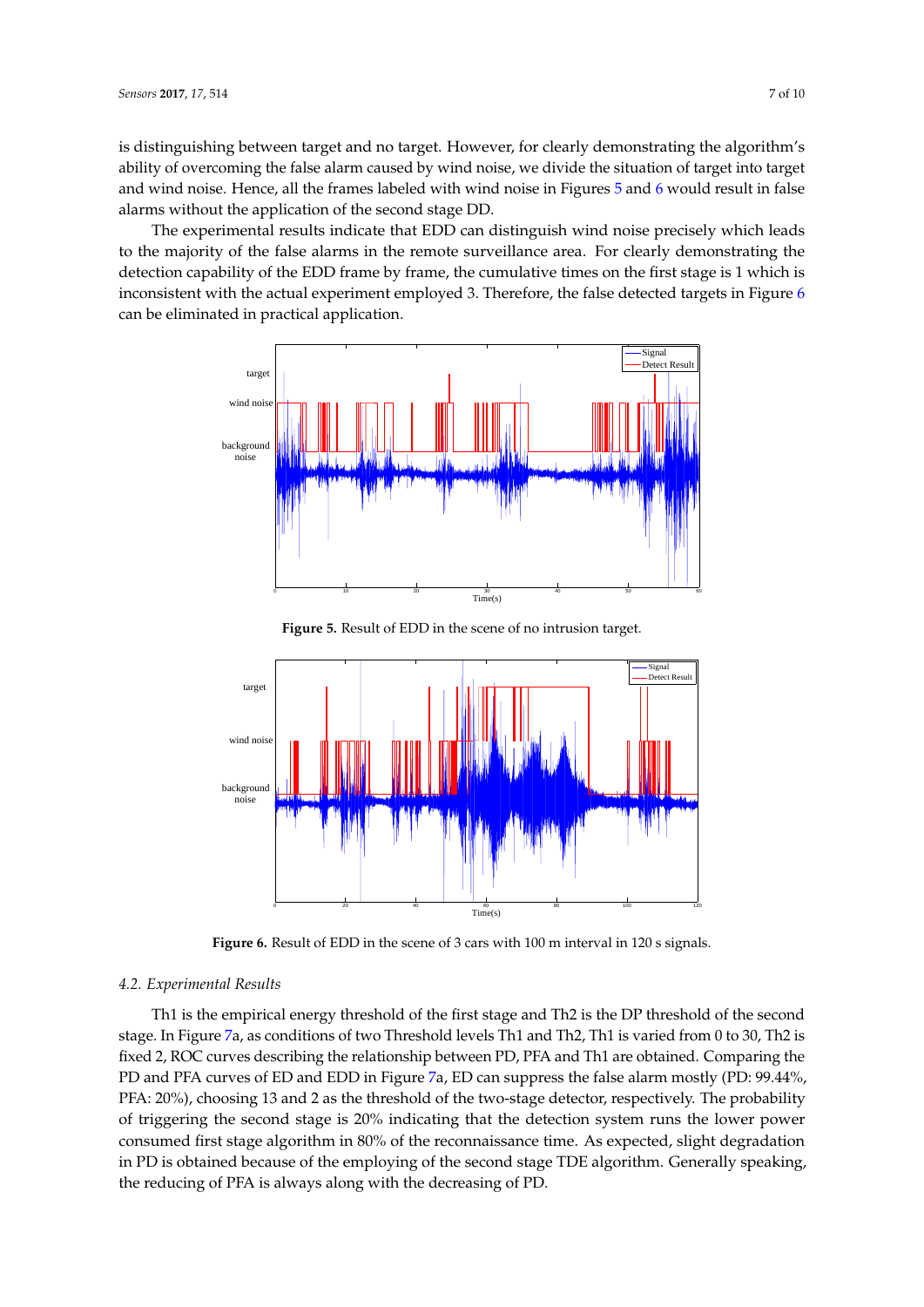is distinguishing between target and no target. However, for clearly demonstrating the algorithm's ability of overcoming the false alarm caused by wind noise, we divide the situation of target into target and wind noise. Hence, all the frames labeled with wind noise in Figures 5 and 6 would result in false alarms without the application of the second stage DD.

The experimental results indicate that EDD can distinguish wind noise precisely which leads to the majority of the false alarms in the remote surveillance area. For clearly demonstrating the detection capability of the EDD frame by frame, the cumulative times on the first stage is 1 which is inconsistent with the actual experiment employed 3. Therefore, the false detected targets in Figure 6 can be eliminated in practical application.

**Figure 5.** Result of EDD in the scene of no intrusion target.

**Figure 6.** Result of EDD in the scene of 3 cars with 100 m interval in 120 s signals.

### *4.2. Experimental Results*

Th1 is the empirical energy threshold of the first stage and Th2 is the DP threshold of the second stage. In Figure 7a, as conditions of two Threshold levels Th1 and Th2, Th1 is varied from 0 to 30, Th2 is fixed 2, ROC curves describing the relationship between PD, PFA and Th1 are obtained. Comparing the PD and PFA curves of ED and EDD in Figure 7a, ED can suppress the false alarm mostly (PD: 99.44%, PFA: 20%), choosing 13 and 2 as the threshold of the two-stage detector, respectively. The probability of triggering the second stage is 20% indicating that the detection system runs the lower power consumed first stage algorithm in 80% of the reconnaissance time. As expected, slight degradation in PD is obtained because of the employing of the second stage TDE algorithm. Generally speaking, the reducing of PFA is always along with the decreasing of PD.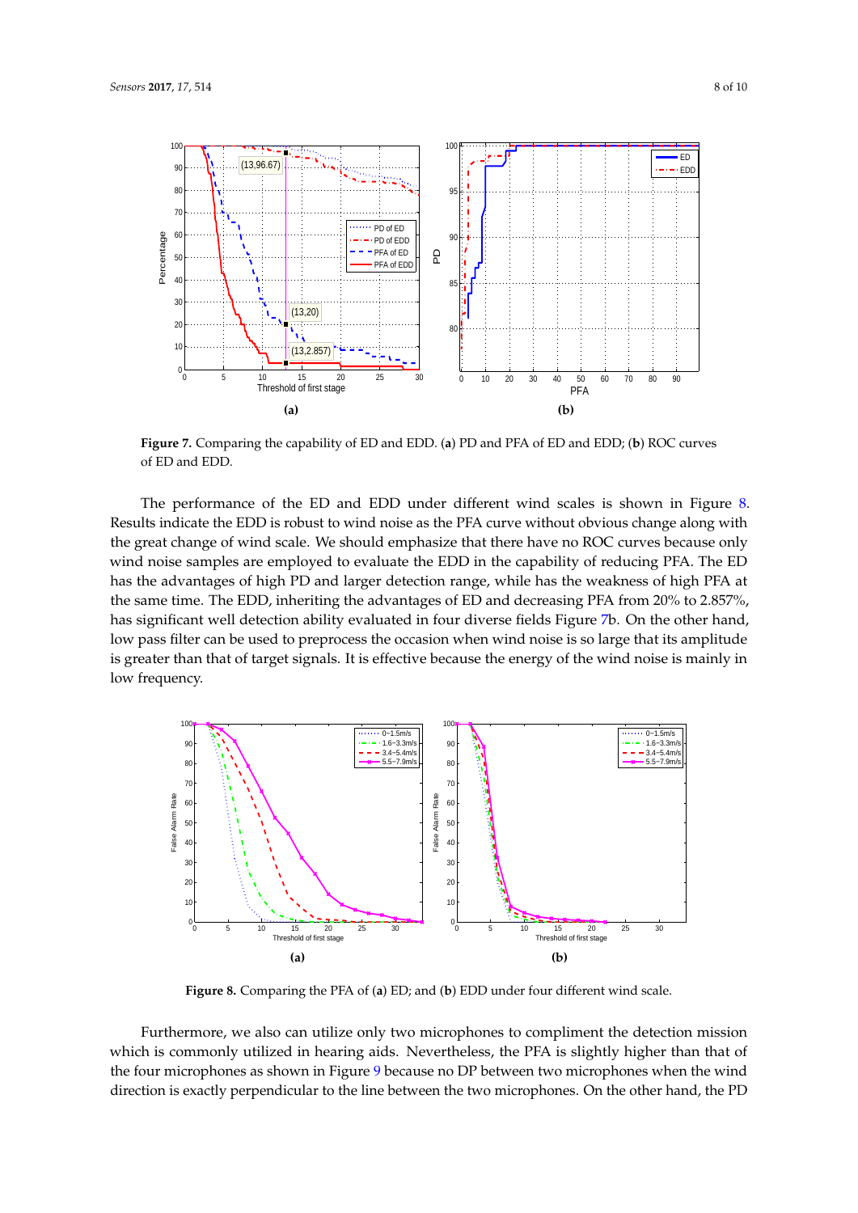**Figure 7.** Comparing the capability of ED and EDD. (**a**) PD and PFA of ED and EDD; (**b**) ROC curves of ED and EDD.

The performance of the ED and EDD under different wind scales is shown in Figure 8. Results indicate the EDD is robust to wind noise as the PFA curve without obvious change along with the great change of wind scale. We should emphasize that there have no ROC curves because only wind noise samples are employed to evaluate the EDD in the capability of reducing PFA. The ED has the advantages of high PD and larger detection range, while has the weakness of high PFA at the same time. The EDD, inheriting the advantages of ED and decreasing PFA from 20% to 2.857%, has significant well detection ability evaluated in four diverse fields Figure 7b. On the other hand, low pass filter can be used to preprocess the occasion when wind noise is so large that its amplitude is greater than that of target signals. It is effective because the energy of the wind noise is mainly in low frequency.

**Figure 8.** Comparing the PFA of (**a**) ED; and (**b**) EDD under four different wind scale.

Furthermore, we also can utilize only two microphones to compliment the detection mission which is commonly utilized in hearing aids. Nevertheless, the PFA is slightly higher than that of the four microphones as shown in Figure 9 because no DP between two microphones when the wind direction is exactly perpendicular to the line between the two microphones. On the other hand, the PD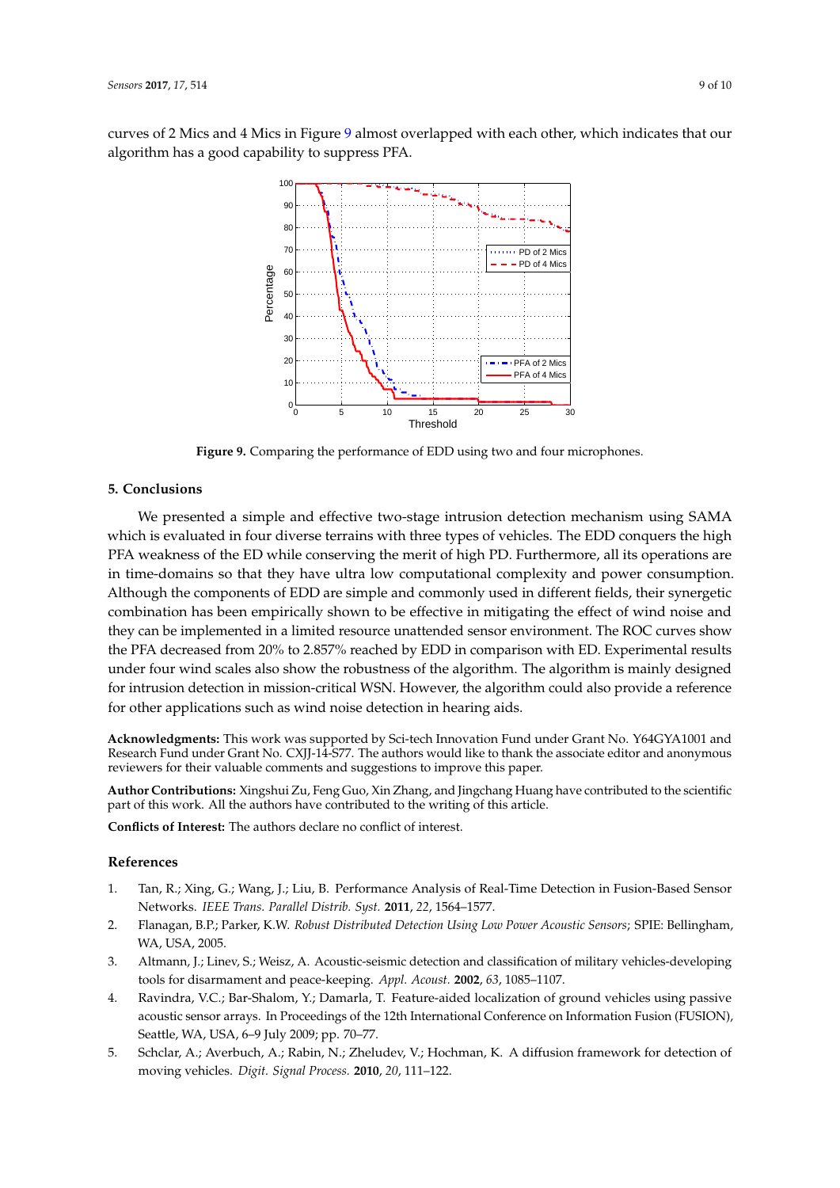curves of 2 Mics and 4 Mics in Figure 9 almost overlapped with each other, which indicates that our algorithm has a good capability to suppress PFA.

**Figure 9.** Comparing the performance of EDD using two and four microphones.

## 5. Conclusions

We presented a simple and effective two-stage intrusion detection mechanism using SAMA which is evaluated in four diverse terrains with three types of vehicles. The EDD conquers the high PFA weakness of the ED while conserving the merit of high PD. Furthermore, all its operations are in time-domains so that they have ultra low computational complexity and power consumption. Although the components of EDD are simple and commonly used in different fields, their synergetic combination has been empirically shown to be effective in mitigating the effect of wind noise and they can be implemented in a limited resource unattended sensor environment. The ROC curves show the PFA decreased from 20% to 2.857% reached by EDD in comparison with ED. Experimental results under four wind scales also show the robustness of the algorithm. The algorithm is mainly designed for intrusion detection in mission-critical WSN. However, the algorithm could also provide a reference for other applications such as wind noise detection in hearing aids.

**Acknowledgments:** This work was supported by Sci-tech Innovation Fund under Grant No. Y64GYA1001 and Research Fund under Grant No. CXJJ-14-S77. The authors would like to thank the associate editor and anonymous reviewers for their valuable comments and suggestions to improve this paper.

**Author Contributions:** Xingshui Zu, Feng Guo, Xin Zhang, and Jingchang Huang have contributed to the scientific part of this work. All the authors have contributed to the writing of this article.

**Conflicts of Interest:** The authors declare no conflict of interest.

## References

1. Tan, R.; Xing, G.; Wang, J.; Liu, B. Performance Analysis of Real-Time Detection in Fusion-Based Sensor Networks. *IEEE Trans. Parallel Distrib. Syst.* **2011**, *22*, 1564–1577.
2. Flanagan, B.P.; Parker, K.W. *Robust Distributed Detection Using Low Power Acoustic Sensors*; SPIE: Bellingham, WA, USA, 2005.
3. Altmann, J.; Linev, S.; Weisz, A. Acoustic-seismic detection and classification of military vehicles-developing tools for disarmament and peace-keeping. *Appl. Acoust.* **2002**, *63*, 1085–1107.
4. Ravindra, V.C.; Bar-Shalom, Y.; Damarla, T. Feature-aided localization of ground vehicles using passive acoustic sensor arrays. In Proceedings of the 12th International Conference on Information Fusion (FUSION), Seattle, WA, USA, 6–9 July 2009; pp. 70–77.
5. Schclar, A.; Averbuch, A.; Rabin, N.; Zheludev, V.; Hochman, K. A diffusion framework for detection of moving vehicles. *Digit. Signal Process.* **2010**, *20*, 111–122.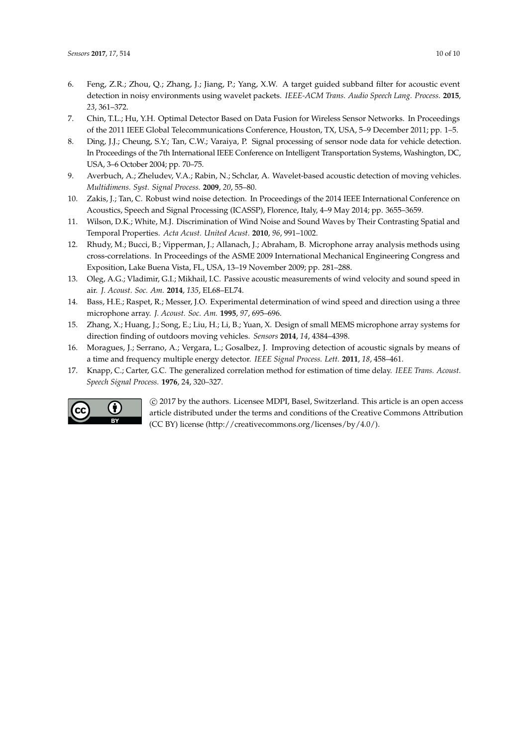6. Feng, Z.R.; Zhou, Q.; Zhang, J.; Jiang, P.; Yang, X.W. A target guided subband filter for acoustic event detection in noisy environments using wavelet packets. *IEEE-ACM Trans. Audio Speech Lang. Process.* **2015**, *23*, 361–372.
7. Chin, T.L.; Hu, Y.H. Optimal Detector Based on Data Fusion for Wireless Sensor Networks. In Proceedings of the 2011 IEEE Global Telecommunications Conference, Houston, TX, USA, 5–9 December 2011; pp. 1–5.
8. Ding, J.J.; Cheung, S.Y.; Tan, C.W.; Varaiya, P. Signal processing of sensor node data for vehicle detection. In Proceedings of the 7th International IEEE Conference on Intelligent Transportation Systems, Washington, DC, USA, 3–6 October 2004; pp. 70–75.
9. Averbuch, A.; Zheludev, V.A.; Rabin, N.; Schclar, A. Wavelet-based acoustic detection of moving vehicles. *Multidimens. Syst. Signal Process.* **2009**, *20*, 55–80.
10. Zakis, J.; Tan, C. Robust wind noise detection. In Proceedings of the 2014 IEEE International Conference on Acoustics, Speech and Signal Processing (ICASSP), Florence, Italy, 4–9 May 2014; pp. 3655–3659.
11. Wilson, D.K.; White, M.J. Discrimination of Wind Noise and Sound Waves by Their Contrasting Spatial and Temporal Properties. *Acta Acust. United Acust.* **2010**, *96*, 991–1002.
12. Rhudy, M.; Bucci, B.; Vipperman, J.; Allanach, J.; Abraham, B. Microphone array analysis methods using cross-correlations. In Proceedings of the ASME 2009 International Mechanical Engineering Congress and Exposition, Lake Buena Vista, FL, USA, 13–19 November 2009; pp. 281–288.
13. Oleg, A.G.; Vladimir, G.I.; Mikhail, I.C. Passive acoustic measurements of wind velocity and sound speed in air. *J. Acoust. Soc. Am.* **2014**, *135*, EL68–EL74.
14. Bass, H.E.; Raspet, R.; Messer, J.O. Experimental determination of wind speed and direction using a three microphone array. *J. Acoust. Soc. Am.* **1995**, *97*, 695–696.
15. Zhang, X.; Huang, J.; Song, E.; Liu, H.; Li, B.; Yuan, X. Design of small MEMS microphone array systems for direction finding of outdoors moving vehicles. *Sensors* **2014**, *14*, 4384–4398.
16. Moragues, J.; Serrano, A.; Vergara, L.; Gosalbez, J. Improving detection of acoustic signals by means of a time and frequency multiple energy detector. *IEEE Signal Process. Lett.* **2011**, *18*, 458–461.
17. Knapp, C.; Carter, G.C. The generalized correlation method for estimation of time delay. *IEEE Trans. Acoust. Speech Signal Process.* **1976**, 24, 320–327.

© 2017 by the authors. Licensee MDPI, Basel, Switzerland. This article is an open access article distributed under the terms and conditions of the Creative Commons Attribution (CC BY) license (http://creativecommons.org/licenses/by/4.0/).